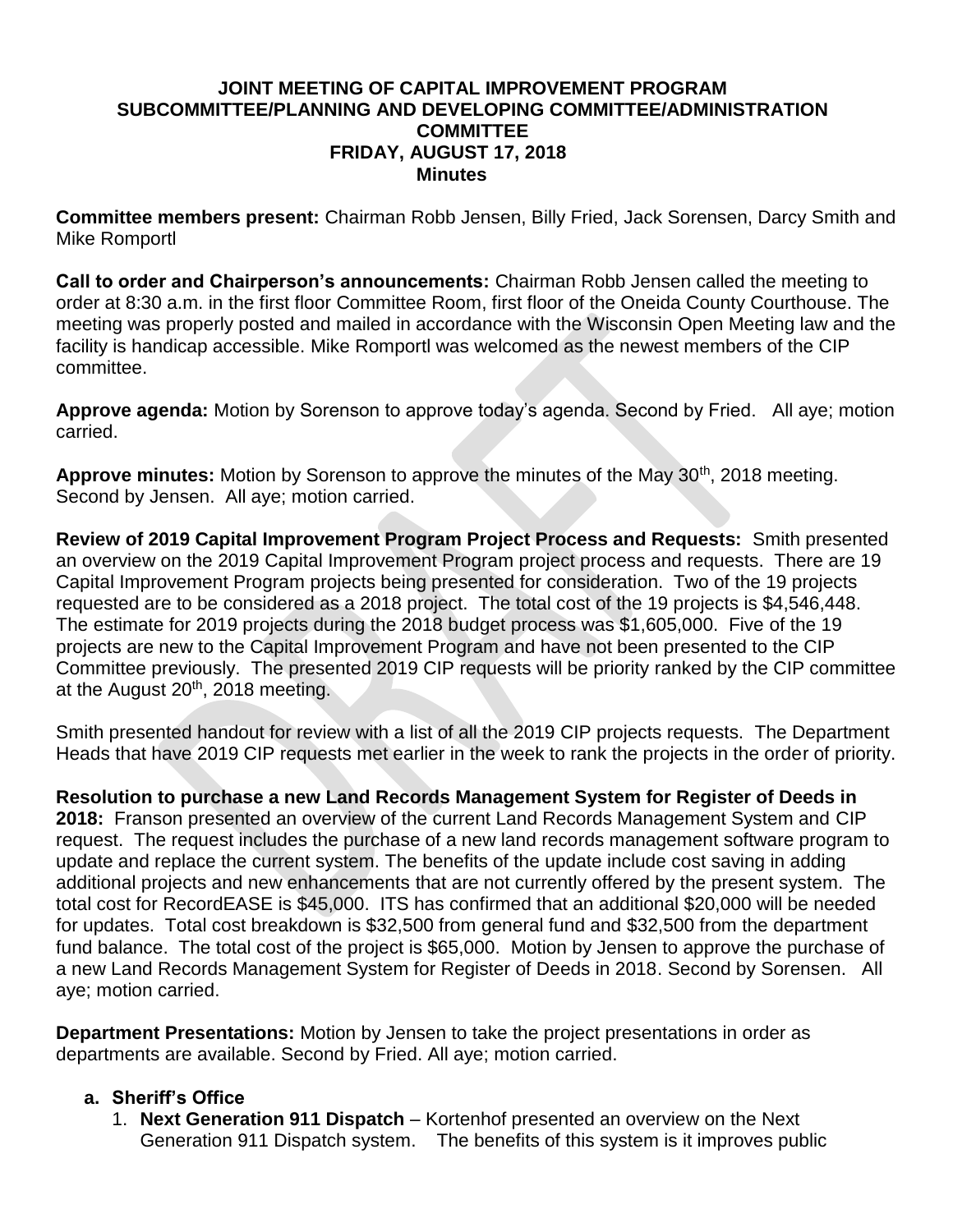# JOINT MEETING OF CAPITAL IMPROVEMENT PROGRAM SUBCOMMITTEE/PLANNING AND DEVELOPING COMMITTEE/ADMINISTRATION COMMITTEE
## FRIDAY, AUGUST 17, 2018
## Minutes

**Committee members present:** Chairman Robb Jensen, Billy Fried, Jack Sorensen, Darcy Smith and Mike Romportl

**Call to order and Chairperson's announcements:** Chairman Robb Jensen called the meeting to order at 8:30 a.m. in the first floor Committee Room, first floor of the Oneida County Courthouse. The meeting was properly posted and mailed in accordance with the Wisconsin Open Meeting law and the facility is handicap accessible. Mike Romportl was welcomed as the newest members of the CIP committee.

**Approve agenda:** Motion by Sorenson to approve today's agenda. Second by Fried. All aye; motion carried.

**Approve minutes:** Motion by Sorenson to approve the minutes of the May 30th, 2018 meeting. Second by Jensen. All aye; motion carried.

**Review of 2019 Capital Improvement Program Project Process and Requests:** Smith presented an overview on the 2019 Capital Improvement Program project process and requests. There are 19 Capital Improvement Program projects being presented for consideration. Two of the 19 projects requested are to be considered as a 2018 project. The total cost of the 19 projects is $4,546,448. The estimate for 2019 projects during the 2018 budget process was $1,605,000. Five of the 19 projects are new to the Capital Improvement Program and have not been presented to the CIP Committee previously. The presented 2019 CIP requests will be priority ranked by the CIP committee at the August 20th, 2018 meeting.

Smith presented handout for review with a list of all the 2019 CIP projects requests. The Department Heads that have 2019 CIP requests met earlier in the week to rank the projects in the order of priority.

**Resolution to purchase a new Land Records Management System for Register of Deeds in 2018:** Franson presented an overview of the current Land Records Management System and CIP request. The request includes the purchase of a new land records management software program to update and replace the current system. The benefits of the update include cost saving in adding additional projects and new enhancements that are not currently offered by the present system. The total cost for RecordEASE is $45,000. ITS has confirmed that an additional $20,000 will be needed for updates. Total cost breakdown is $32,500 from general fund and $32,500 from the department fund balance. The total cost of the project is $65,000. Motion by Jensen to approve the purchase of a new Land Records Management System for Register of Deeds in 2018. Second by Sorensen. All aye; motion carried.

**Department Presentations:** Motion by Jensen to take the project presentations in order as departments are available. Second by Fried. All aye; motion carried.

**a. Sheriff's Office**

1. **Next Generation 911 Dispatch** – Kortenhof presented an overview on the Next Generation 911 Dispatch system. The benefits of this system is it improves public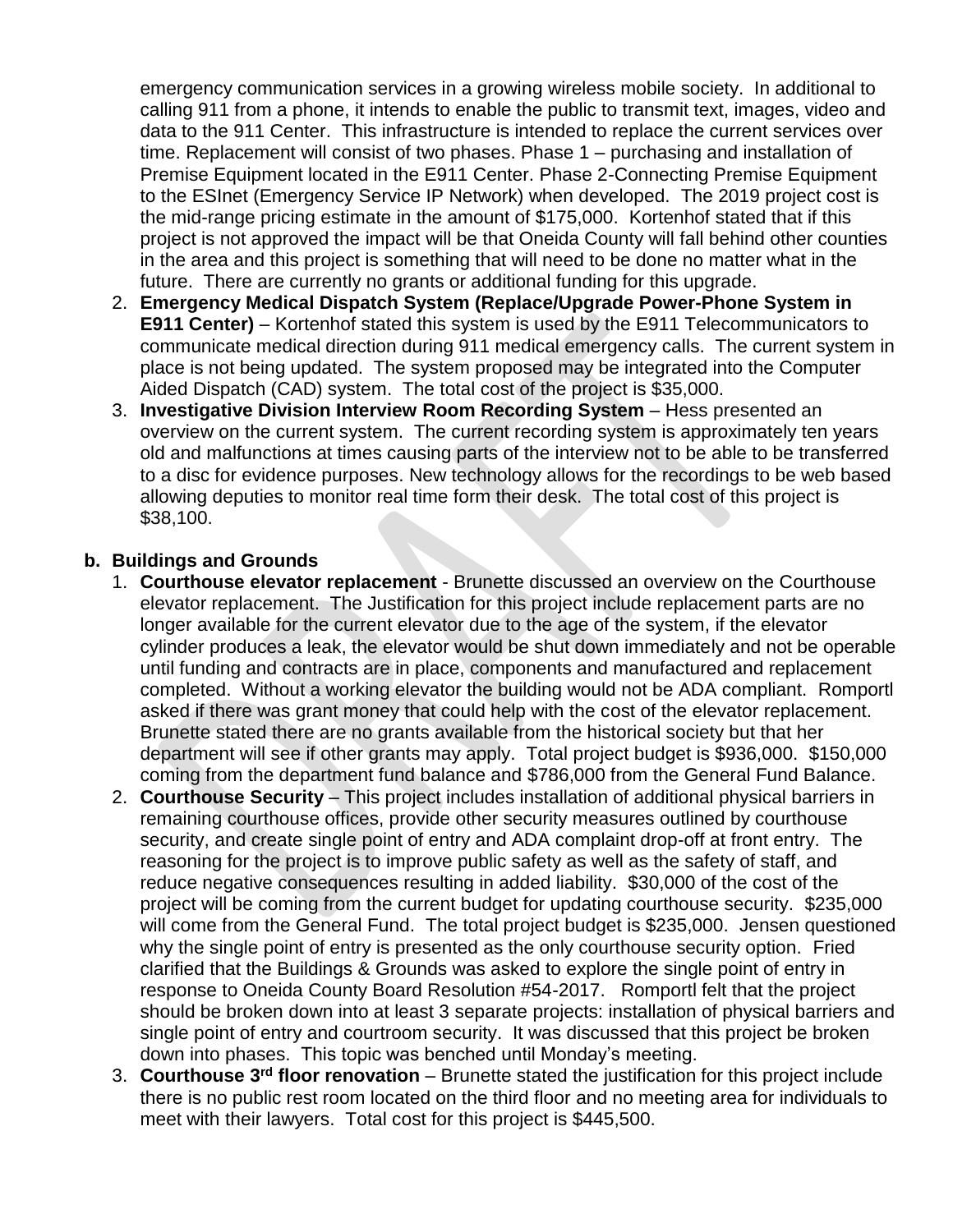emergency communication services in a growing wireless mobile society. In additional to calling 911 from a phone, it intends to enable the public to transmit text, images, video and data to the 911 Center. This infrastructure is intended to replace the current services over time. Replacement will consist of two phases. Phase 1 – purchasing and installation of Premise Equipment located in the E911 Center. Phase 2-Connecting Premise Equipment to the ESInet (Emergency Service IP Network) when developed. The 2019 project cost is the mid-range pricing estimate in the amount of $175,000. Kortenhof stated that if this project is not approved the impact will be that Oneida County will fall behind other counties in the area and this project is something that will need to be done no matter what in the future. There are currently no grants or additional funding for this upgrade.

2. **Emergency Medical Dispatch System (Replace/Upgrade Power-Phone System in E911 Center)** – Kortenhof stated this system is used by the E911 Telecommunicators to communicate medical direction during 911 medical emergency calls. The current system in place is not being updated. The system proposed may be integrated into the Computer Aided Dispatch (CAD) system. The total cost of the project is $35,000.
3. **Investigative Division Interview Room Recording System** – Hess presented an overview on the current system. The current recording system is approximately ten years old and malfunctions at times causing parts of the interview not to be able to be transferred to a disc for evidence purposes. New technology allows for the recordings to be web based allowing deputies to monitor real time form their desk. The total cost of this project is $38,100.

**b. Buildings and Grounds**

1. **Courthouse elevator replacement** - Brunette discussed an overview on the Courthouse elevator replacement. The Justification for this project include replacement parts are no longer available for the current elevator due to the age of the system, if the elevator cylinder produces a leak, the elevator would be shut down immediately and not be operable until funding and contracts are in place, components and manufactured and replacement completed. Without a working elevator the building would not be ADA compliant. Romportl asked if there was grant money that could help with the cost of the elevator replacement. Brunette stated there are no grants available from the historical society but that her department will see if other grants may apply. Total project budget is $936,000. $150,000 coming from the department fund balance and $786,000 from the General Fund Balance.
2. **Courthouse Security** – This project includes installation of additional physical barriers in remaining courthouse offices, provide other security measures outlined by courthouse security, and create single point of entry and ADA complaint drop-off at front entry. The reasoning for the project is to improve public safety as well as the safety of staff, and reduce negative consequences resulting in added liability. $30,000 of the cost of the project will be coming from the current budget for updating courthouse security. $235,000 will come from the General Fund. The total project budget is $235,000. Jensen questioned why the single point of entry is presented as the only courthouse security option. Fried clarified that the Buildings & Grounds was asked to explore the single point of entry in response to Oneida County Board Resolution #54-2017. Romportl felt that the project should be broken down into at least 3 separate projects: installation of physical barriers and single point of entry and courtroom security. It was discussed that this project be broken down into phases. This topic was benched until Monday's meeting.
3. **Courthouse 3rd floor renovation** – Brunette stated the justification for this project include there is no public rest room located on the third floor and no meeting area for individuals to meet with their lawyers. Total cost for this project is $445,500.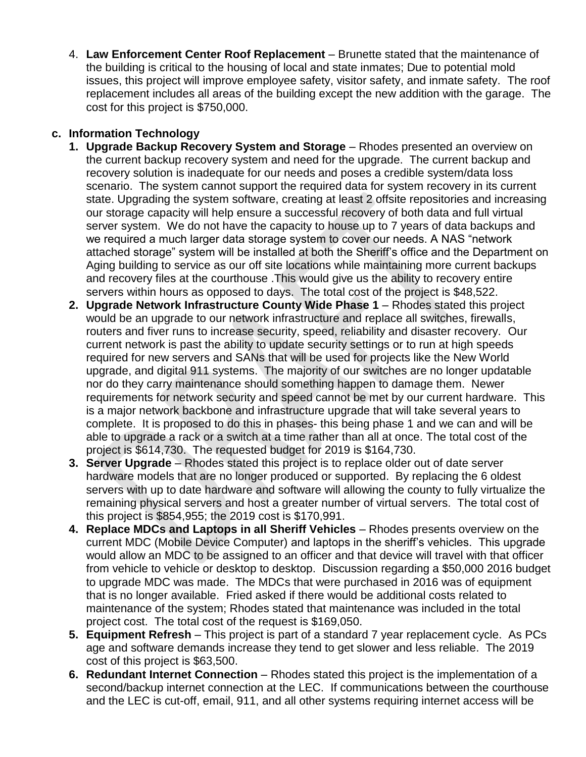4. **Law Enforcement Center Roof Replacement** – Brunette stated that the maintenance of the building is critical to the housing of local and state inmates; Due to potential mold issues, this project will improve employee safety, visitor safety, and inmate safety. The roof replacement includes all areas of the building except the new addition with the garage. The cost for this project is $750,000.

**c. Information Technology**

1. **Upgrade Backup Recovery System and Storage** – Rhodes presented an overview on the current backup recovery system and need for the upgrade. The current backup and recovery solution is inadequate for our needs and poses a credible system/data loss scenario. The system cannot support the required data for system recovery in its current state. Upgrading the system software, creating at least 2 offsite repositories and increasing our storage capacity will help ensure a successful recovery of both data and full virtual server system. We do not have the capacity to house up to 7 years of data backups and we required a much larger data storage system to cover our needs. A NAS "network attached storage" system will be installed at both the Sheriff's office and the Department on Aging building to service as our off site locations while maintaining more current backups and recovery files at the courthouse .This would give us the ability to recovery entire servers within hours as opposed to days. The total cost of the project is $48,522.
2. **Upgrade Network Infrastructure County Wide Phase 1** – Rhodes stated this project would be an upgrade to our network infrastructure and replace all switches, firewalls, routers and fiver runs to increase security, speed, reliability and disaster recovery. Our current network is past the ability to update security settings or to run at high speeds required for new servers and SANs that will be used for projects like the New World upgrade, and digital 911 systems. The majority of our switches are no longer updatable nor do they carry maintenance should something happen to damage them. Newer requirements for network security and speed cannot be met by our current hardware. This is a major network backbone and infrastructure upgrade that will take several years to complete. It is proposed to do this in phases- this being phase 1 and we can and will be able to upgrade a rack or a switch at a time rather than all at once. The total cost of the project is $614,730. The requested budget for 2019 is $164,730.
3. **Server Upgrade** – Rhodes stated this project is to replace older out of date server hardware models that are no longer produced or supported. By replacing the 6 oldest servers with up to date hardware and software will allowing the county to fully virtualize the remaining physical servers and host a greater number of virtual servers. The total cost of this project is $854,955; the 2019 cost is $170,991.
4. **Replace MDCs and Laptops in all Sheriff Vehicles** – Rhodes presents overview on the current MDC (Mobile Device Computer) and laptops in the sheriff's vehicles. This upgrade would allow an MDC to be assigned to an officer and that device will travel with that officer from vehicle to vehicle or desktop to desktop. Discussion regarding a $50,000 2016 budget to upgrade MDC was made. The MDCs that were purchased in 2016 was of equipment that is no longer available. Fried asked if there would be additional costs related to maintenance of the system; Rhodes stated that maintenance was included in the total project cost. The total cost of the request is $169,050.
5. **Equipment Refresh** – This project is part of a standard 7 year replacement cycle. As PCs age and software demands increase they tend to get slower and less reliable. The 2019 cost of this project is $63,500.
6. **Redundant Internet Connection** – Rhodes stated this project is the implementation of a second/backup internet connection at the LEC. If communications between the courthouse and the LEC is cut-off, email, 911, and all other systems requiring internet access will be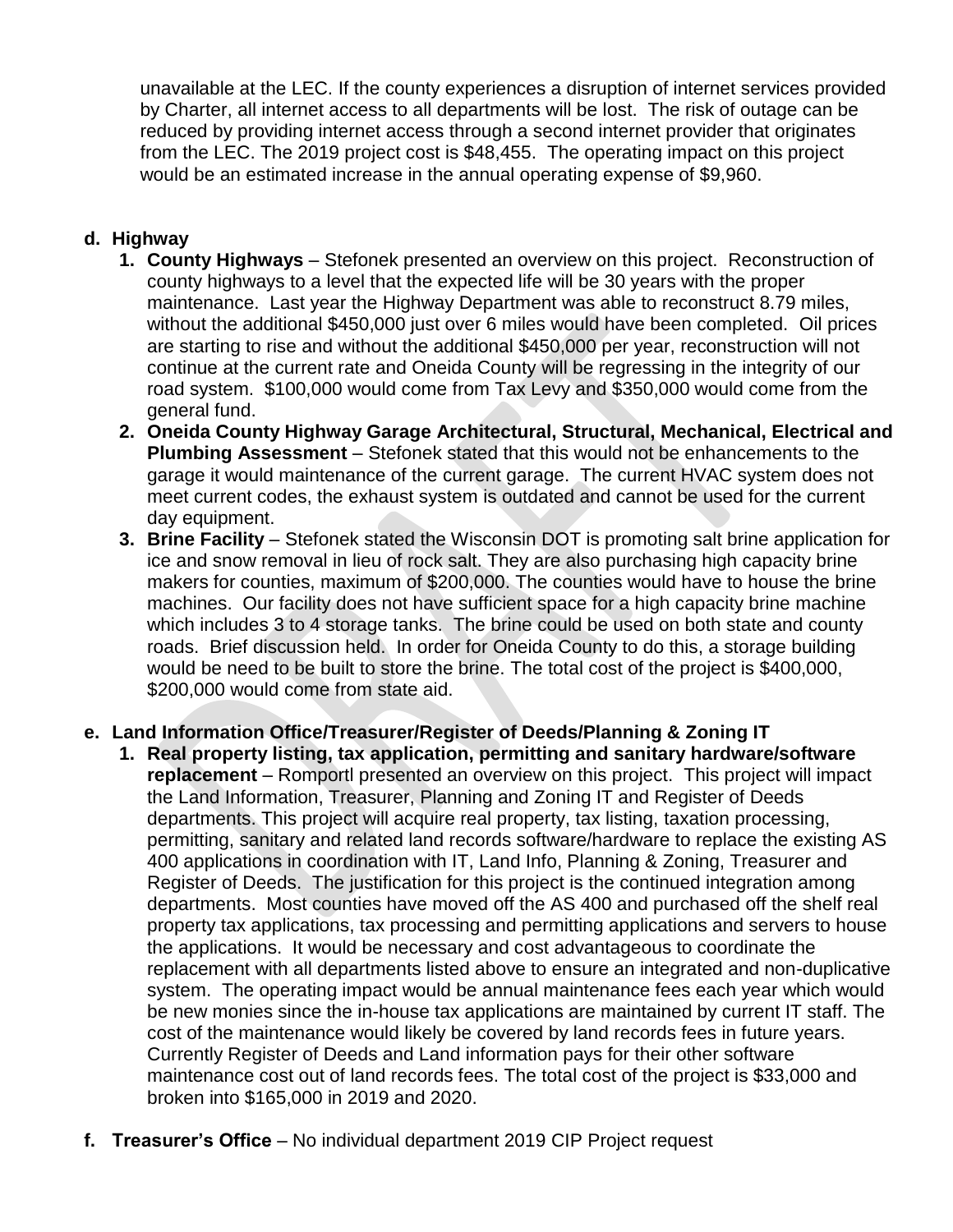unavailable at the LEC. If the county experiences a disruption of internet services provided by Charter, all internet access to all departments will be lost. The risk of outage can be reduced by providing internet access through a second internet provider that originates from the LEC. The 2019 project cost is $48,455. The operating impact on this project would be an estimated increase in the annual operating expense of $9,960.

**d. Highway**

1. **County Highways** – Stefonek presented an overview on this project. Reconstruction of county highways to a level that the expected life will be 30 years with the proper maintenance. Last year the Highway Department was able to reconstruct 8.79 miles, without the additional $450,000 just over 6 miles would have been completed. Oil prices are starting to rise and without the additional $450,000 per year, reconstruction will not continue at the current rate and Oneida County will be regressing in the integrity of our road system. $100,000 would come from Tax Levy and $350,000 would come from the general fund.
2. **Oneida County Highway Garage Architectural, Structural, Mechanical, Electrical and Plumbing Assessment** – Stefonek stated that this would not be enhancements to the garage it would maintenance of the current garage. The current HVAC system does not meet current codes, the exhaust system is outdated and cannot be used for the current day equipment.
3. **Brine Facility** – Stefonek stated the Wisconsin DOT is promoting salt brine application for ice and snow removal in lieu of rock salt. They are also purchasing high capacity brine makers for counties, maximum of $200,000. The counties would have to house the brine machines. Our facility does not have sufficient space for a high capacity brine machine which includes 3 to 4 storage tanks. The brine could be used on both state and county roads. Brief discussion held. In order for Oneida County to do this, a storage building would be need to be built to store the brine. The total cost of the project is $400,000, $200,000 would come from state aid.

**e. Land Information Office/Treasurer/Register of Deeds/Planning & Zoning IT**

1. **Real property listing, tax application, permitting and sanitary hardware/software replacement** – Romportl presented an overview on this project. This project will impact the Land Information, Treasurer, Planning and Zoning IT and Register of Deeds departments. This project will acquire real property, tax listing, taxation processing, permitting, sanitary and related land records software/hardware to replace the existing AS 400 applications in coordination with IT, Land Info, Planning & Zoning, Treasurer and Register of Deeds. The justification for this project is the continued integration among departments. Most counties have moved off the AS 400 and purchased off the shelf real property tax applications, tax processing and permitting applications and servers to house the applications. It would be necessary and cost advantageous to coordinate the replacement with all departments listed above to ensure an integrated and non-duplicative system. The operating impact would be annual maintenance fees each year which would be new monies since the in-house tax applications are maintained by current IT staff. The cost of the maintenance would likely be covered by land records fees in future years. Currently Register of Deeds and Land information pays for their other software maintenance cost out of land records fees. The total cost of the project is $33,000 and broken into $165,000 in 2019 and 2020.

**f. Treasurer's Office** – No individual department 2019 CIP Project request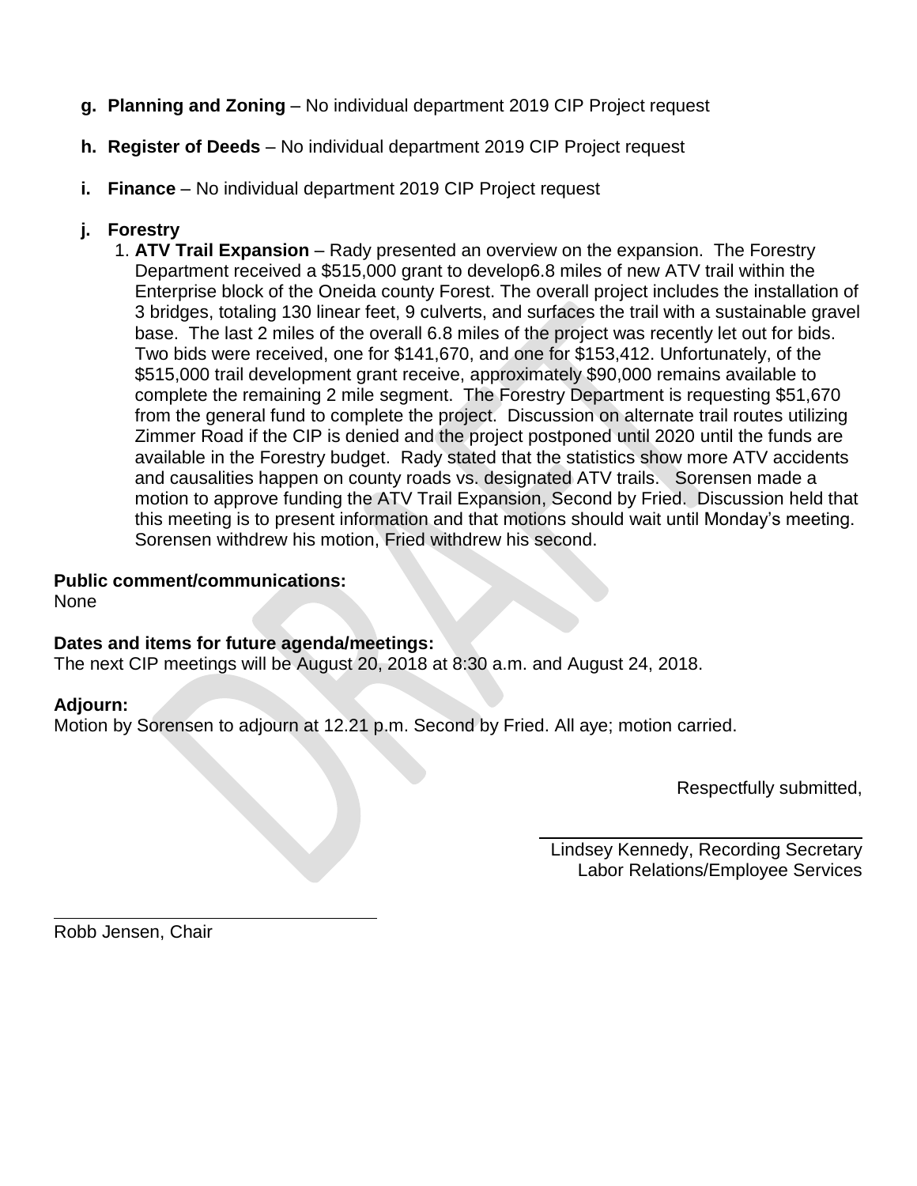**g. Planning and Zoning** – No individual department 2019 CIP Project request

**h. Register of Deeds** – No individual department 2019 CIP Project request

**i. Finance** – No individual department 2019 CIP Project request

**j. Forestry**

1. **ATV Trail Expansion** – Rady presented an overview on the expansion. The Forestry Department received a $515,000 grant to develop6.8 miles of new ATV trail within the Enterprise block of the Oneida county Forest. The overall project includes the installation of 3 bridges, totaling 130 linear feet, 9 culverts, and surfaces the trail with a sustainable gravel base. The last 2 miles of the overall 6.8 miles of the project was recently let out for bids. Two bids were received, one for $141,670, and one for $153,412. Unfortunately, of the $515,000 trail development grant receive, approximately $90,000 remains available to complete the remaining 2 mile segment. The Forestry Department is requesting $51,670 from the general fund to complete the project. Discussion on alternate trail routes utilizing Zimmer Road if the CIP is denied and the project postponed until 2020 until the funds are available in the Forestry budget. Rady stated that the statistics show more ATV accidents and causalities happen on county roads vs. designated ATV trails. Sorensen made a motion to approve funding the ATV Trail Expansion, Second by Fried. Discussion held that this meeting is to present information and that motions should wait until Monday's meeting. Sorensen withdrew his motion, Fried withdrew his second.

**Public comment/communications:**
None

**Dates and items for future agenda/meetings:**
The next CIP meetings will be August 20, 2018 at 8:30 a.m. and August 24, 2018.

**Adjourn:**
Motion by Sorensen to adjourn at 12.21 p.m. Second by Fried. All aye; motion carried.

Respectfully submitted,

Lindsey Kennedy, Recording Secretary
Labor Relations/Employee Services

Robb Jensen, Chair